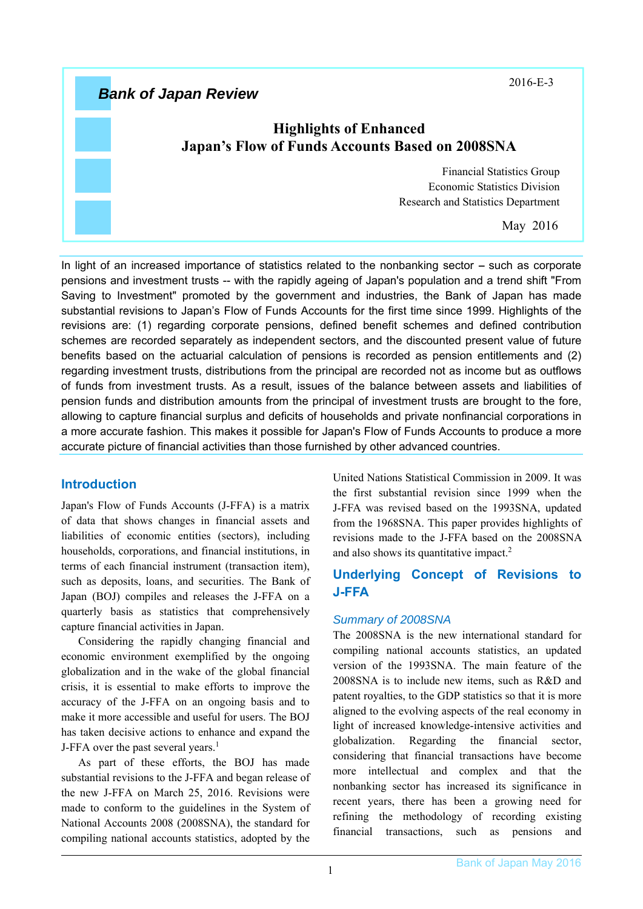*Bank of Japan Review*

2016-E-3

# Highlights of Enhanced Japan's Flow of Funds Accounts Based on 2008SNA

Financial Statistics Group
Economic Statistics Division
Research and Statistics Department

May 2016

In light of an increased importance of statistics related to the nonbanking sector – such as corporate pensions and investment trusts -- with the rapidly ageing of Japan's population and a trend shift "From Saving to Investment" promoted by the government and industries, the Bank of Japan has made substantial revisions to Japan's Flow of Funds Accounts for the first time since 1999. Highlights of the revisions are: (1) regarding corporate pensions, defined benefit schemes and defined contribution schemes are recorded separately as independent sectors, and the discounted present value of future benefits based on the actuarial calculation of pensions is recorded as pension entitlements and (2) regarding investment trusts, distributions from the principal are recorded not as income but as outflows of funds from investment trusts. As a result, issues of the balance between assets and liabilities of pension funds and distribution amounts from the principal of investment trusts are brought to the fore, allowing to capture financial surplus and deficits of households and private nonfinancial corporations in a more accurate fashion. This makes it possible for Japan's Flow of Funds Accounts to produce a more accurate picture of financial activities than those furnished by other advanced countries.

## Introduction

Japan's Flow of Funds Accounts (J-FFA) is a matrix of data that shows changes in financial assets and liabilities of economic entities (sectors), including households, corporations, and financial institutions, in terms of each financial instrument (transaction item), such as deposits, loans, and securities. The Bank of Japan (BOJ) compiles and releases the J-FFA on a quarterly basis as statistics that comprehensively capture financial activities in Japan.

Considering the rapidly changing financial and economic environment exemplified by the ongoing globalization and in the wake of the global financial crisis, it is essential to make efforts to improve the accuracy of the J-FFA on an ongoing basis and to make it more accessible and useful for users. The BOJ has taken decisive actions to enhance and expand the J-FFA over the past several years.[1]

As part of these efforts, the BOJ has made substantial revisions to the J-FFA and began release of the new J-FFA on March 25, 2016. Revisions were made to conform to the guidelines in the System of National Accounts 2008 (2008SNA), the standard for compiling national accounts statistics, adopted by the United Nations Statistical Commission in 2009. It was the first substantial revision since 1999 when the J-FFA was revised based on the 1993SNA, updated from the 1968SNA. This paper provides highlights of revisions made to the J-FFA based on the 2008SNA and also shows its quantitative impact.[2]

## Underlying Concept of Revisions to J-FFA

### *Summary of 2008SNA*

The 2008SNA is the new international standard for compiling national accounts statistics, an updated version of the 1993SNA. The main feature of the 2008SNA is to include new items, such as R&D and patent royalties, to the GDP statistics so that it is more aligned to the evolving aspects of the real economy in light of increased knowledge-intensive activities and globalization. Regarding the financial sector, considering that financial transactions have become more intellectual and complex and that the nonbanking sector has increased its significance in recent years, there has been a growing need for refining the methodology of recording existing financial transactions, such as pensions and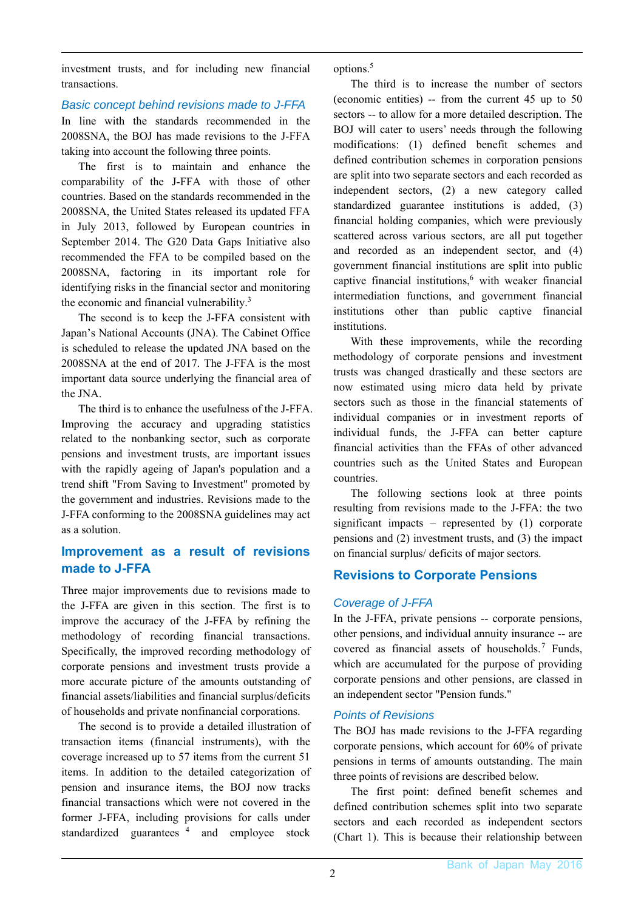investment trusts, and for including new financial transactions.

### *Basic concept behind revisions made to J-FFA*

In line with the standards recommended in the 2008SNA, the BOJ has made revisions to the J-FFA taking into account the following three points.

The first is to maintain and enhance the comparability of the J-FFA with those of other countries. Based on the standards recommended in the 2008SNA, the United States released its updated FFA in July 2013, followed by European countries in September 2014. The G20 Data Gaps Initiative also recommended the FFA to be compiled based on the 2008SNA, factoring in its important role for identifying risks in the financial sector and monitoring the economic and financial vulnerability.[3]

The second is to keep the J-FFA consistent with Japan's National Accounts (JNA). The Cabinet Office is scheduled to release the updated JNA based on the 2008SNA at the end of 2017. The J-FFA is the most important data source underlying the financial area of the JNA.

The third is to enhance the usefulness of the J-FFA. Improving the accuracy and upgrading statistics related to the nonbanking sector, such as corporate pensions and investment trusts, are important issues with the rapidly ageing of Japan's population and a trend shift "From Saving to Investment" promoted by the government and industries. Revisions made to the J-FFA conforming to the 2008SNA guidelines may act as a solution.

## Improvement as a result of revisions made to J-FFA

Three major improvements due to revisions made to the J-FFA are given in this section. The first is to improve the accuracy of the J-FFA by refining the methodology of recording financial transactions. Specifically, the improved recording methodology of corporate pensions and investment trusts provide a more accurate picture of the amounts outstanding of financial assets/liabilities and financial surplus/deficits of households and private nonfinancial corporations.

The second is to provide a detailed illustration of transaction items (financial instruments), with the coverage increased up to 57 items from the current 51 items. In addition to the detailed categorization of pension and insurance items, the BOJ now tracks financial transactions which were not covered in the former J-FFA, including provisions for calls under standardized guarantees [4] and employee stock options.[5]

The third is to increase the number of sectors (economic entities) -- from the current 45 up to 50 sectors -- to allow for a more detailed description. The BOJ will cater to users' needs through the following modifications: (1) defined benefit schemes and defined contribution schemes in corporation pensions are split into two separate sectors and each recorded as independent sectors, (2) a new category called standardized guarantee institutions is added, (3) financial holding companies, which were previously scattered across various sectors, are all put together and recorded as an independent sector, and (4) government financial institutions are split into public captive financial institutions,[6] with weaker financial intermediation functions, and government financial institutions other than public captive financial institutions.

With these improvements, while the recording methodology of corporate pensions and investment trusts was changed drastically and these sectors are now estimated using micro data held by private sectors such as those in the financial statements of individual companies or in investment reports of individual funds, the J-FFA can better capture financial activities than the FFAs of other advanced countries such as the United States and European countries.

The following sections look at three points resulting from revisions made to the J-FFA: the two significant impacts – represented by (1) corporate pensions and (2) investment trusts, and (3) the impact on financial surplus/ deficits of major sectors.

## Revisions to Corporate Pensions

### *Coverage of J-FFA*

In the J-FFA, private pensions -- corporate pensions, other pensions, and individual annuity insurance -- are covered as financial assets of households.[7] Funds, which are accumulated for the purpose of providing corporate pensions and other pensions, are classed in an independent sector "Pension funds."

### *Points of Revisions*

The BOJ has made revisions to the J-FFA regarding corporate pensions, which account for 60% of private pensions in terms of amounts outstanding. The main three points of revisions are described below.

The first point: defined benefit schemes and defined contribution schemes split into two separate sectors and each recorded as independent sectors (Chart 1). This is because their relationship between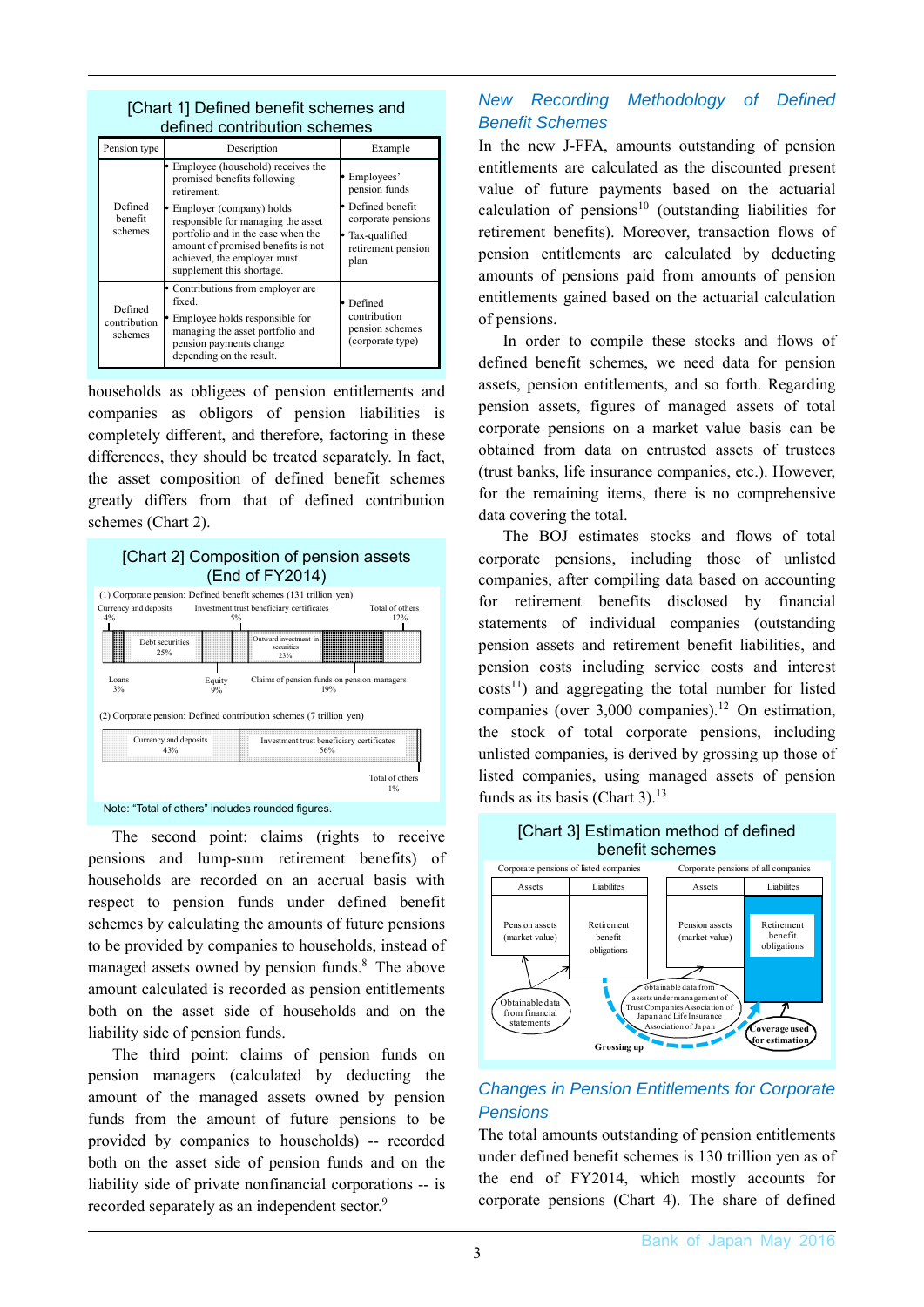**[Chart 1] Defined benefit schemes and defined contribution schemes**

| Pension type | Description | Example |
|---|---|---|
| Defined benefit schemes | • Employee (household) receives the promised benefits following retirement. • Employer (company) holds responsible for managing the asset portfolio and in the case when the amount of promised benefits is not achieved, the employer must supplement this shortage. | • Employees' pension funds • Defined benefit corporate pensions • Tax-qualified retirement pension plan |
| Defined contribution schemes | • Contributions from employer are fixed. • Employee holds responsible for managing the asset portfolio and pension payments change depending on the result. | • Defined contribution pension schemes (corporate type) |

households as obligees of pension entitlements and companies as obligors of pension liabilities is completely different, and therefore, factoring in these differences, they should be treated separately. In fact, the asset composition of defined benefit schemes greatly differs from that of defined contribution schemes (Chart 2).

**[Chart 2] Composition of pension assets (End of FY2014)**

(1) Corporate pension: Defined benefit schemes (131 trillion yen)

Currency and deposits 4%; Loans 3%; Debt securities 25%; Equity 9%; Investment trust beneficiary certificates 5%; Outward investment in securities 23%; Claims of pension funds on pension managers 19%; Total of others 12%

(2) Corporate pension: Defined contribution schemes (7 trillion yen)

Currency and deposits 43%; Investment trust beneficiary certificates 56%; Total of others 1%

Note: "Total of others" includes rounded figures.

The second point: claims (rights to receive pensions and lump-sum retirement benefits) of households are recorded on an accrual basis with respect to pension funds under defined benefit schemes by calculating the amounts of future pensions to be provided by companies to households, instead of managed assets owned by pension funds.[8] The above amount calculated is recorded as pension entitlements both on the asset side of households and on the liability side of pension funds.

The third point: claims of pension funds on pension managers (calculated by deducting the amount of the managed assets owned by pension funds from the amount of future pensions to be provided by companies to households) -- recorded both on the asset side of pension funds and on the liability side of private nonfinancial corporations -- is recorded separately as an independent sector.[9]

## New Recording Methodology of Defined Benefit Schemes

In the new J-FFA, amounts outstanding of pension entitlements are calculated as the discounted present value of future payments based on the actuarial calculation of pensions[10] (outstanding liabilities for retirement benefits). Moreover, transaction flows of pension entitlements are calculated by deducting amounts of pensions paid from amounts of pension entitlements gained based on the actuarial calculation of pensions.

In order to compile these stocks and flows of defined benefit schemes, we need data for pension assets, pension entitlements, and so forth. Regarding pension assets, figures of managed assets of total corporate pensions on a market value basis can be obtained from data on entrusted assets of trustees (trust banks, life insurance companies, etc.). However, for the remaining items, there is no comprehensive data covering the total.

The BOJ estimates stocks and flows of total corporate pensions, including those of unlisted companies, after compiling data based on accounting for retirement benefits disclosed by financial statements of individual companies (outstanding pension assets and retirement benefit liabilities, and pension costs including service costs and interest costs[11]) and aggregating the total number for listed companies (over 3,000 companies).[12] On estimation, the stock of total corporate pensions, including unlisted companies, is derived by grossing up those of listed companies, using managed assets of pension funds as its basis (Chart 3).[13]

**[Chart 3] Estimation method of defined benefit schemes**

| Corporate pensions of listed companies | | Corporate pensions of all companies | |
|---|---|---|---|
| Assets | Liabilites | Assets | Liabilites |
| Pension assets (market value) | Retirement benefit obligations | Pension assets (market value) | Retirement benefit obligations |

Obtainable data from financial statements; obtainable data from assets under management of Trust Companies Association of Japan and Life Insurance Association of Japan; Grossing up; Coverage used for estimation

## Changes in Pension Entitlements for Corporate Pensions

The total amounts outstanding of pension entitlements under defined benefit schemes is 130 trillion yen as of the end of FY2014, which mostly accounts for corporate pensions (Chart 4). The share of defined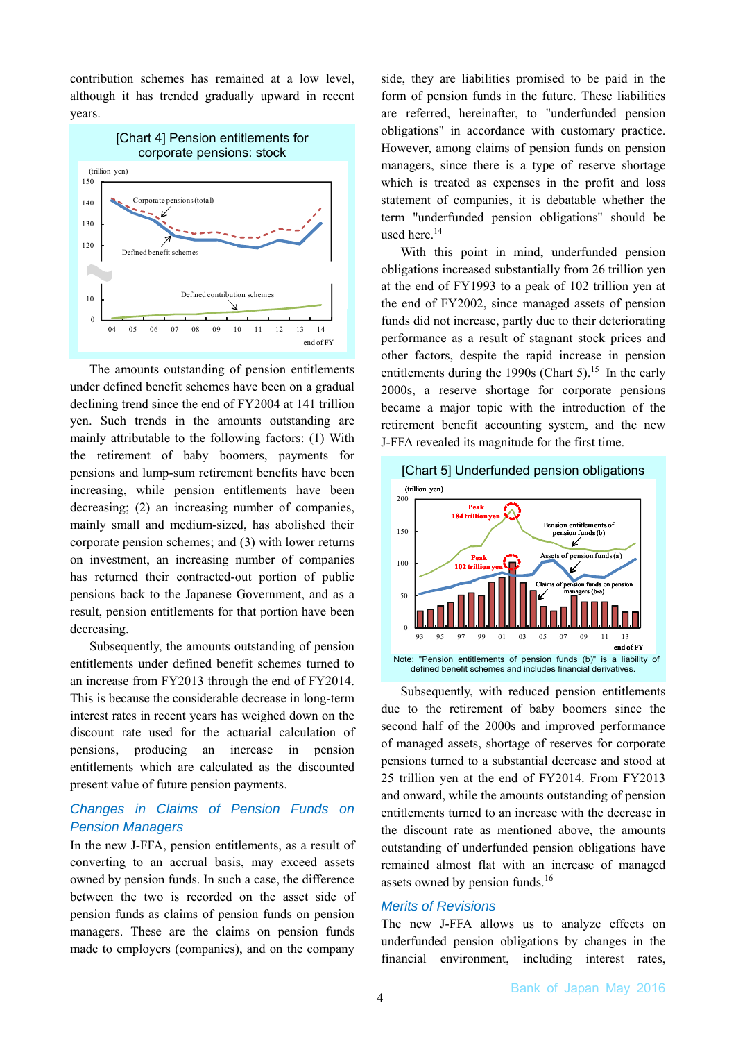contribution schemes has remained at a low level, although it has trended gradually upward in recent years.

**[Chart 4] Pension entitlements for corporate pensions: stock**

The amounts outstanding of pension entitlements under defined benefit schemes have been on a gradual declining trend since the end of FY2004 at 141 trillion yen. Such trends in the amounts outstanding are mainly attributable to the following factors: (1) With the retirement of baby boomers, payments for pensions and lump-sum retirement benefits have been increasing, while pension entitlements have been decreasing; (2) an increasing number of companies, mainly small and medium-sized, has abolished their corporate pension schemes; and (3) with lower returns on investment, an increasing number of companies has returned their contracted-out portion of public pensions back to the Japanese Government, and as a result, pension entitlements for that portion have been decreasing.

Subsequently, the amounts outstanding of pension entitlements under defined benefit schemes turned to an increase from FY2013 through the end of FY2014. This is because the considerable decrease in long-term interest rates in recent years has weighed down on the discount rate used for the actuarial calculation of pensions, producing an increase in pension entitlements which are calculated as the discounted present value of future pension payments.

## *Changes in Claims of Pension Funds on Pension Managers*

In the new J-FFA, pension entitlements, as a result of converting to an accrual basis, may exceed assets owned by pension funds. In such a case, the difference between the two is recorded on the asset side of pension funds as claims of pension funds on pension managers. These are the claims on pension funds made to employers (companies), and on the company side, they are liabilities promised to be paid in the form of pension funds in the future. These liabilities are referred, hereinafter, to "underfunded pension obligations" in accordance with customary practice. However, among claims of pension funds on pension managers, since there is a type of reserve shortage which is treated as expenses in the profit and loss statement of companies, it is debatable whether the term "underfunded pension obligations" should be used here.[14]

With this point in mind, underfunded pension obligations increased substantially from 26 trillion yen at the end of FY1993 to a peak of 102 trillion yen at the end of FY2002, since managed assets of pension funds did not increase, partly due to their deteriorating performance as a result of stagnant stock prices and other factors, despite the rapid increase in pension entitlements during the 1990s (Chart 5).[15] In the early 2000s, a reserve shortage for corporate pensions became a major topic with the introduction of the retirement benefit accounting system, and the new J-FFA revealed its magnitude for the first time.

**[Chart 5] Underfunded pension obligations**

Note: "Pension entitlements of pension funds (b)" is a liability of defined benefit schemes and includes financial derivatives.

Subsequently, with reduced pension entitlements due to the retirement of baby boomers since the second half of the 2000s and improved performance of managed assets, shortage of reserves for corporate pensions turned to a substantial decrease and stood at 25 trillion yen at the end of FY2014. From FY2013 and onward, while the amounts outstanding of pension entitlements turned to an increase with the decrease in the discount rate as mentioned above, the amounts outstanding of underfunded pension obligations have remained almost flat with an increase of managed assets owned by pension funds.[16]

## *Merits of Revisions*

The new J-FFA allows us to analyze effects on underfunded pension obligations by changes in the financial environment, including interest rates,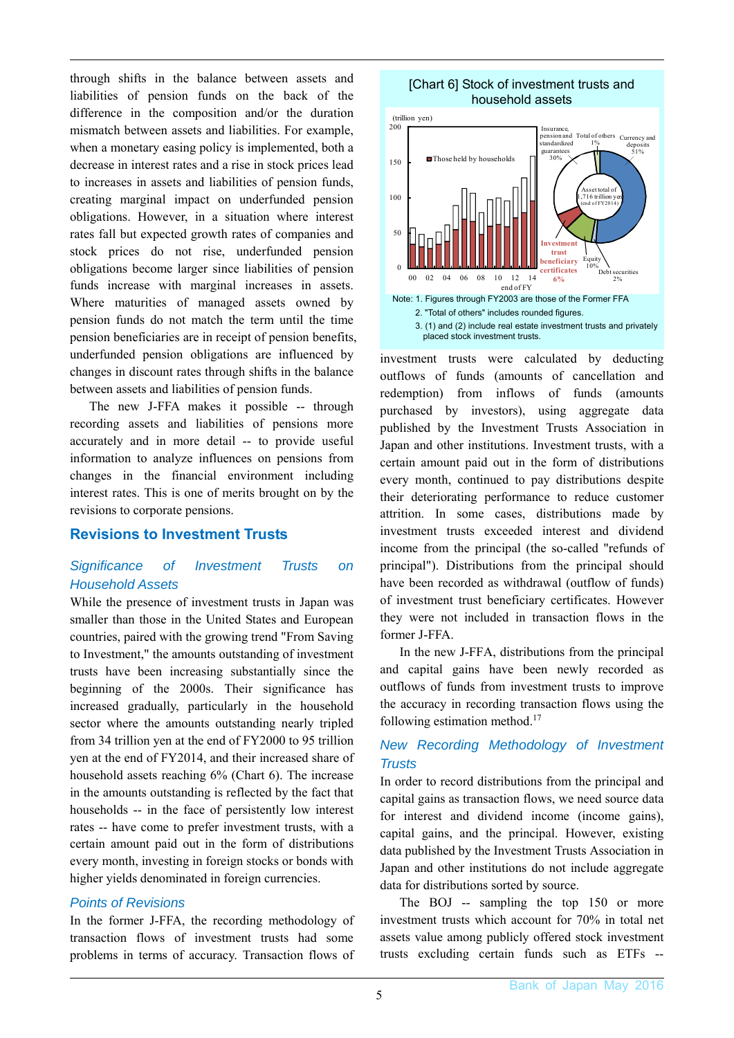through shifts in the balance between assets and liabilities of pension funds on the back of the difference in the composition and/or the duration mismatch between assets and liabilities. For example, when a monetary easing policy is implemented, both a decrease in interest rates and a rise in stock prices lead to increases in assets and liabilities of pension funds, creating marginal impact on underfunded pension obligations. However, in a situation where interest rates fall but expected growth rates of companies and stock prices do not rise, underfunded pension obligations become larger since liabilities of pension funds increase with marginal increases in assets. Where maturities of managed assets owned by pension funds do not match the term until the time pension beneficiaries are in receipt of pension benefits, underfunded pension obligations are influenced by changes in discount rates through shifts in the balance between assets and liabilities of pension funds.

The new J-FFA makes it possible -- through recording assets and liabilities of pensions more accurately and in more detail -- to provide useful information to analyze influences on pensions from changes in the financial environment including interest rates. This is one of merits brought on by the revisions to corporate pensions.

## Revisions to Investment Trusts

### *Significance of Investment Trusts on Household Assets*

While the presence of investment trusts in Japan was smaller than those in the United States and European countries, paired with the growing trend "From Saving to Investment," the amounts outstanding of investment trusts have been increasing substantially since the beginning of the 2000s. Their significance has increased gradually, particularly in the household sector where the amounts outstanding nearly tripled from 34 trillion yen at the end of FY2000 to 95 trillion yen at the end of FY2014, and their increased share of household assets reaching 6% (Chart 6). The increase in the amounts outstanding is reflected by the fact that households -- in the face of persistently low interest rates -- have come to prefer investment trusts, with a certain amount paid out in the form of distributions every month, investing in foreign stocks or bonds with higher yields denominated in foreign currencies.

### *Points of Revisions*

In the former J-FFA, the recording methodology of transaction flows of investment trusts had some problems in terms of accuracy. Transaction flows of investment trusts were calculated by deducting outflows of funds (amounts of cancellation and redemption) from inflows of funds (amounts purchased by investors), using aggregate data published by the Investment Trusts Association in Japan and other institutions. Investment trusts, with a certain amount paid out in the form of distributions every month, continued to pay distributions despite their deteriorating performance to reduce customer attrition. In some cases, distributions made by investment trusts exceeded interest and dividend income from the principal (the so-called "refunds of principal"). Distributions from the principal should have been recorded as withdrawal (outflow of funds) of investment trust beneficiary certificates. However they were not included in transaction flows in the former J-FFA.

**[Chart 6] Stock of investment trusts and household assets**

(trillion yen) — bar chart: Those held by households, end of FY 00–14. Pie chart: Asset total of 1,716 trillion yen (end of FY2014): Currency and deposits 51%; Debt securities 2%; Equity 10%; Investment trust beneficiary certificates 6%; Insurance, pension and standardized guarantees 30%; Total of others 1%.

Note: 1. Figures through FY2003 are those of the Former FFA
2. "Total of others" includes rounded figures.
3. (1) and (2) include real estate investment trusts and privately placed stock investment trusts.

In the new J-FFA, distributions from the principal and capital gains have been newly recorded as outflows of funds from investment trusts to improve the accuracy in recording transaction flows using the following estimation method.[17]

### *New Recording Methodology of Investment Trusts*

In order to record distributions from the principal and capital gains as transaction flows, we need source data for interest and dividend income (income gains), capital gains, and the principal. However, existing data published by the Investment Trusts Association in Japan and other institutions do not include aggregate data for distributions sorted by source.

The BOJ -- sampling the top 150 or more investment trusts which account for 70% in total net assets value among publicly offered stock investment trusts excluding certain funds such as ETFs --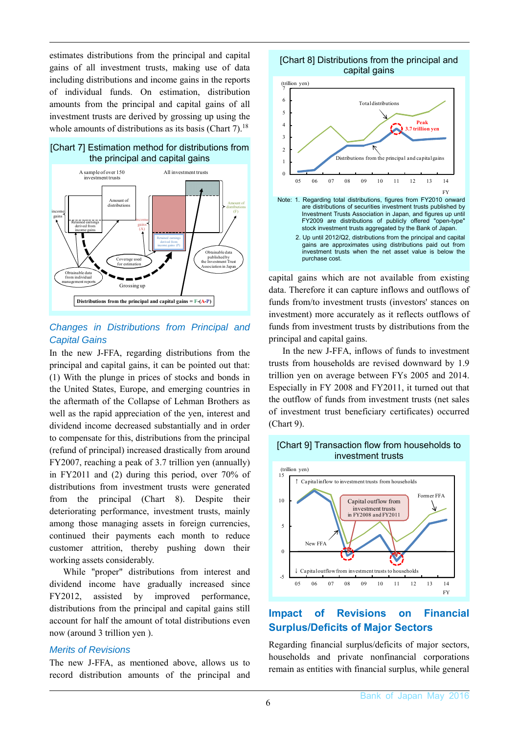estimates distributions from the principal and capital gains of all investment trusts, making use of data including distributions and income gains in the reports of individual funds. On estimation, distribution amounts from the principal and capital gains of all investment trusts are derived by grossing up using the whole amounts of distributions as its basis (Chart 7).[18]

[Chart 7] Estimation method for distributions from the principal and capital gains

Distributions from the principal and capital gains = F-(A-P)

### *Changes in Distributions from Principal and Capital Gains*

In the new J-FFA, regarding distributions from the principal and capital gains, it can be pointed out that: (1) With the plunge in prices of stocks and bonds in the United States, Europe, and emerging countries in the aftermath of the Collapse of Lehman Brothers as well as the rapid appreciation of the yen, interest and dividend income decreased substantially and in order to compensate for this, distributions from the principal (refund of principal) increased drastically from around FY2007, reaching a peak of 3.7 trillion yen (annually) in FY2011 and (2) during this period, over 70% of distributions from investment trusts were generated from the principal (Chart 8). Despite their deteriorating performance, investment trusts, mainly among those managing assets in foreign currencies, continued their payments each month to reduce customer attrition, thereby pushing down their working assets considerably.

While "proper" distributions from interest and dividend income have gradually increased since FY2012, assisted by improved performance, distributions from the principal and capital gains still account for half the amount of total distributions even now (around 3 trillion yen ).

### *Merits of Revisions*

The new J-FFA, as mentioned above, allows us to record distribution amounts of the principal and capital gains which are not available from existing data. Therefore it can capture inflows and outflows of funds from/to investment trusts (investors' stances on investment) more accurately as it reflects outflows of funds from investment trusts by distributions from the principal and capital gains.

[Chart 8] Distributions from the principal and capital gains

Note: 1. Regarding total distributions, figures from FY2010 onward are distributions of securities investment trusts published by Investment Trusts Association in Japan, and figures up until FY2009 are distributions of publicly offered "open-type" stock investment trusts aggregated by the Bank of Japan.

2. Up until 2012/Q2, distributions from the principal and capital gains are approximates using distributions paid out from investment trusts when the net asset value is below the purchase cost.

In the new J-FFA, inflows of funds to investment trusts from households are revised downward by 1.9 trillion yen on average between FYs 2005 and 2014. Especially in FY 2008 and FY2011, it turned out that the outflow of funds from investment trusts (net sales of investment trust beneficiary certificates) occurred (Chart 9).

[Chart 9] Transaction flow from households to investment trusts

## Impact of Revisions on Financial Surplus/Deficits of Major Sectors

Regarding financial surplus/deficits of major sectors, households and private nonfinancial corporations remain as entities with financial surplus, while general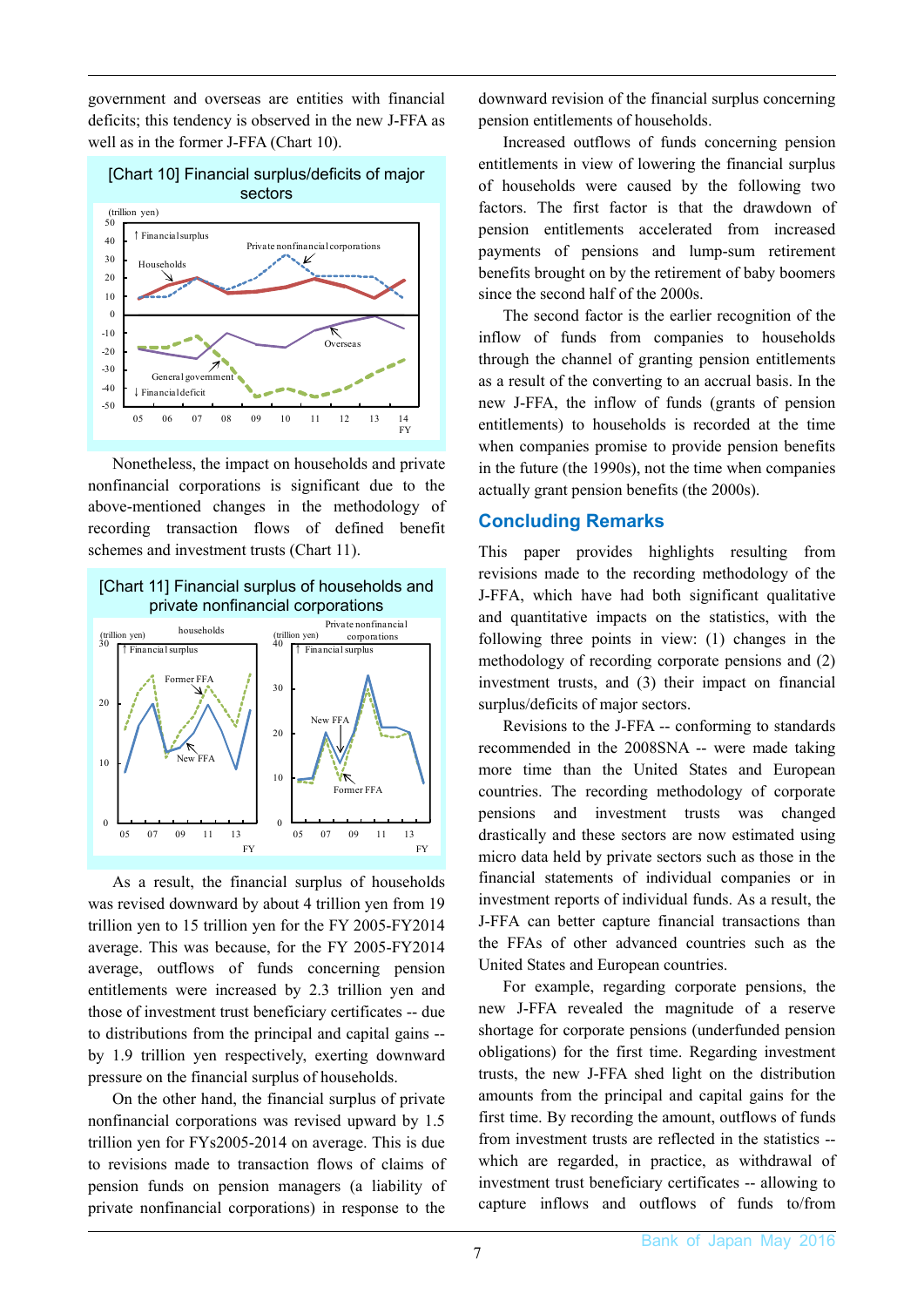government and overseas are entities with financial deficits; this tendency is observed in the new J-FFA as well as in the former J-FFA (Chart 10).

[Chart 10] Financial surplus/deficits of major sectors

Nonetheless, the impact on households and private nonfinancial corporations is significant due to the above-mentioned changes in the methodology of recording transaction flows of defined benefit schemes and investment trusts (Chart 11).

[Chart 11] Financial surplus of households and private nonfinancial corporations

As a result, the financial surplus of households was revised downward by about 4 trillion yen from 19 trillion yen to 15 trillion yen for the FY 2005-FY2014 average. This was because, for the FY 2005-FY2014 average, outflows of funds concerning pension entitlements were increased by 2.3 trillion yen and those of investment trust beneficiary certificates -- due to distributions from the principal and capital gains -- by 1.9 trillion yen respectively, exerting downward pressure on the financial surplus of households.

On the other hand, the financial surplus of private nonfinancial corporations was revised upward by 1.5 trillion yen for FYs2005-2014 on average. This is due to revisions made to transaction flows of claims of pension funds on pension managers (a liability of private nonfinancial corporations) in response to the downward revision of the financial surplus concerning pension entitlements of households.

Increased outflows of funds concerning pension entitlements in view of lowering the financial surplus of households were caused by the following two factors. The first factor is that the drawdown of pension entitlements accelerated from increased payments of pensions and lump-sum retirement benefits brought on by the retirement of baby boomers since the second half of the 2000s.

The second factor is the earlier recognition of the inflow of funds from companies to households through the channel of granting pension entitlements as a result of the converting to an accrual basis. In the new J-FFA, the inflow of funds (grants of pension entitlements) to households is recorded at the time when companies promise to provide pension benefits in the future (the 1990s), not the time when companies actually grant pension benefits (the 2000s).

## Concluding Remarks

This paper provides highlights resulting from revisions made to the recording methodology of the J-FFA, which have had both significant qualitative and quantitative impacts on the statistics, with the following three points in view: (1) changes in the methodology of recording corporate pensions and (2) investment trusts, and (3) their impact on financial surplus/deficits of major sectors.

Revisions to the J-FFA -- conforming to standards recommended in the 2008SNA -- were made taking more time than the United States and European countries. The recording methodology of corporate pensions and investment trusts was changed drastically and these sectors are now estimated using micro data held by private sectors such as those in the financial statements of individual companies or in investment reports of individual funds. As a result, the J-FFA can better capture financial transactions than the FFAs of other advanced countries such as the United States and European countries.

For example, regarding corporate pensions, the new J-FFA revealed the magnitude of a reserve shortage for corporate pensions (underfunded pension obligations) for the first time. Regarding investment trusts, the new J-FFA shed light on the distribution amounts from the principal and capital gains for the first time. By recording the amount, outflows of funds from investment trusts are reflected in the statistics -- which are regarded, in practice, as withdrawal of investment trust beneficiary certificates -- allowing to capture inflows and outflows of funds to/from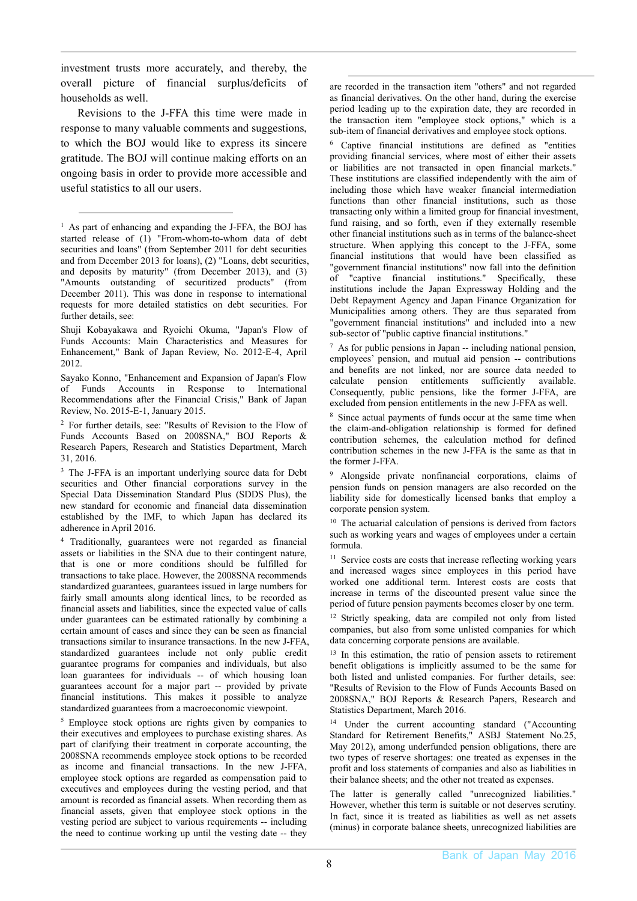investment trusts more accurately, and thereby, the overall picture of financial surplus/deficits of households as well.

Revisions to the J-FFA this time were made in response to many valuable comments and suggestions, to which the BOJ would like to express its sincere gratitude. The BOJ will continue making efforts on an ongoing basis in order to provide more accessible and useful statistics to all our users.

---

[1] As part of enhancing and expanding the J-FFA, the BOJ has started release of (1) "From-whom-to-whom data of debt securities and loans" (from September 2011 for debt securities and from December 2013 for loans), (2) "Loans, debt securities, and deposits by maturity" (from December 2013), and (3) "Amounts outstanding of securitized products" (from December 2011). This was done in response to international requests for more detailed statistics on debt securities. For further details, see:

Shuji Kobayakawa and Ryoichi Okuma, "Japan's Flow of Funds Accounts: Main Characteristics and Measures for Enhancement," Bank of Japan Review, No. 2012-E-4, April 2012.

Sayako Konno, "Enhancement and Expansion of Japan's Flow of Funds Accounts in Response to International Recommendations after the Financial Crisis," Bank of Japan Review, No. 2015-E-1, January 2015.

[2] For further details, see: "Results of Revision to the Flow of Funds Accounts Based on 2008SNA," BOJ Reports & Research Papers, Research and Statistics Department, March 31, 2016.

[3] The J-FFA is an important underlying source data for Debt securities and Other financial corporations survey in the Special Data Dissemination Standard Plus (SDDS Plus), the new standard for economic and financial data dissemination established by the IMF, to which Japan has declared its adherence in April 2016.

[4] Traditionally, guarantees were not regarded as financial assets or liabilities in the SNA due to their contingent nature, that is one or more conditions should be fulfilled for transactions to take place. However, the 2008SNA recommends standardized guarantees, guarantees issued in large numbers for fairly small amounts along identical lines, to be recorded as financial assets and liabilities, since the expected value of calls under guarantees can be estimated rationally by combining a certain amount of cases and since they can be seen as financial transactions similar to insurance transactions. In the new J-FFA, standardized guarantees include not only public credit guarantee programs for companies and individuals, but also loan guarantees for individuals -- of which housing loan guarantees account for a major part -- provided by private financial institutions. This makes it possible to analyze standardized guarantees from a macroeconomic viewpoint.

[5] Employee stock options are rights given by companies to their executives and employees to purchase existing shares. As part of clarifying their treatment in corporate accounting, the 2008SNA recommends employee stock options to be recorded as income and financial transactions. In the new J-FFA, employee stock options are regarded as compensation paid to executives and employees during the vesting period, and that amount is recorded as financial assets. When recording them as financial assets, given that employee stock options in the vesting period are subject to various requirements -- including the need to continue working up until the vesting date -- they are recorded in the transaction item "others" and not regarded as financial derivatives. On the other hand, during the exercise period leading up to the expiration date, they are recorded in the transaction item "employee stock options," which is a sub-item of financial derivatives and employee stock options.

[6] Captive financial institutions are defined as "entities providing financial services, where most of either their assets or liabilities are not transacted in open financial markets." These institutions are classified independently with the aim of including those which have weaker financial intermediation functions than other financial institutions, such as those transacting only within a limited group for financial investment, fund raising, and so forth, even if they externally resemble other financial institutions such as in terms of the balance-sheet structure. When applying this concept to the J-FFA, some financial institutions that would have been classified as "government financial institutions" now fall into the definition of "captive financial institutions." Specifically, these institutions include the Japan Expressway Holding and the Debt Repayment Agency and Japan Finance Organization for Municipalities among others. They are thus separated from "government financial institutions" and included into a new sub-sector of "public captive financial institutions."

[7] As for public pensions in Japan -- including national pension, employees' pension, and mutual aid pension -- contributions and benefits are not linked, nor are source data needed to calculate pension entitlements sufficiently available. Consequently, public pensions, like the former J-FFA, are excluded from pension entitlements in the new J-FFA as well.

[8] Since actual payments of funds occur at the same time when the claim-and-obligation relationship is formed for defined contribution schemes, the calculation method for defined contribution schemes in the new J-FFA is the same as that in the former J-FFA.

[9] Alongside private nonfinancial corporations, claims of pension funds on pension managers are also recorded on the liability side for domestically licensed banks that employ a corporate pension system.

[10] The actuarial calculation of pensions is derived from factors such as working years and wages of employees under a certain formula.

[11] Service costs are costs that increase reflecting working years and increased wages since employees in this period have worked one additional term. Interest costs are costs that increase in terms of the discounted present value since the period of future pension payments becomes closer by one term.

[12] Strictly speaking, data are compiled not only from listed companies, but also from some unlisted companies for which data concerning corporate pensions are available.

[13] In this estimation, the ratio of pension assets to retirement benefit obligations is implicitly assumed to be the same for both listed and unlisted companies. For further details, see: "Results of Revision to the Flow of Funds Accounts Based on 2008SNA," BOJ Reports & Research Papers, Research and Statistics Department, March 2016.

[14] Under the current accounting standard ("Accounting Standard for Retirement Benefits," ASBJ Statement No.25, May 2012), among underfunded pension obligations, there are two types of reserve shortages: one treated as expenses in the profit and loss statements of companies and also as liabilities in their balance sheets; and the other not treated as expenses.

The latter is generally called "unrecognized liabilities." However, whether this term is suitable or not deserves scrutiny. In fact, since it is treated as liabilities as well as net assets (minus) in corporate balance sheets, unrecognized liabilities are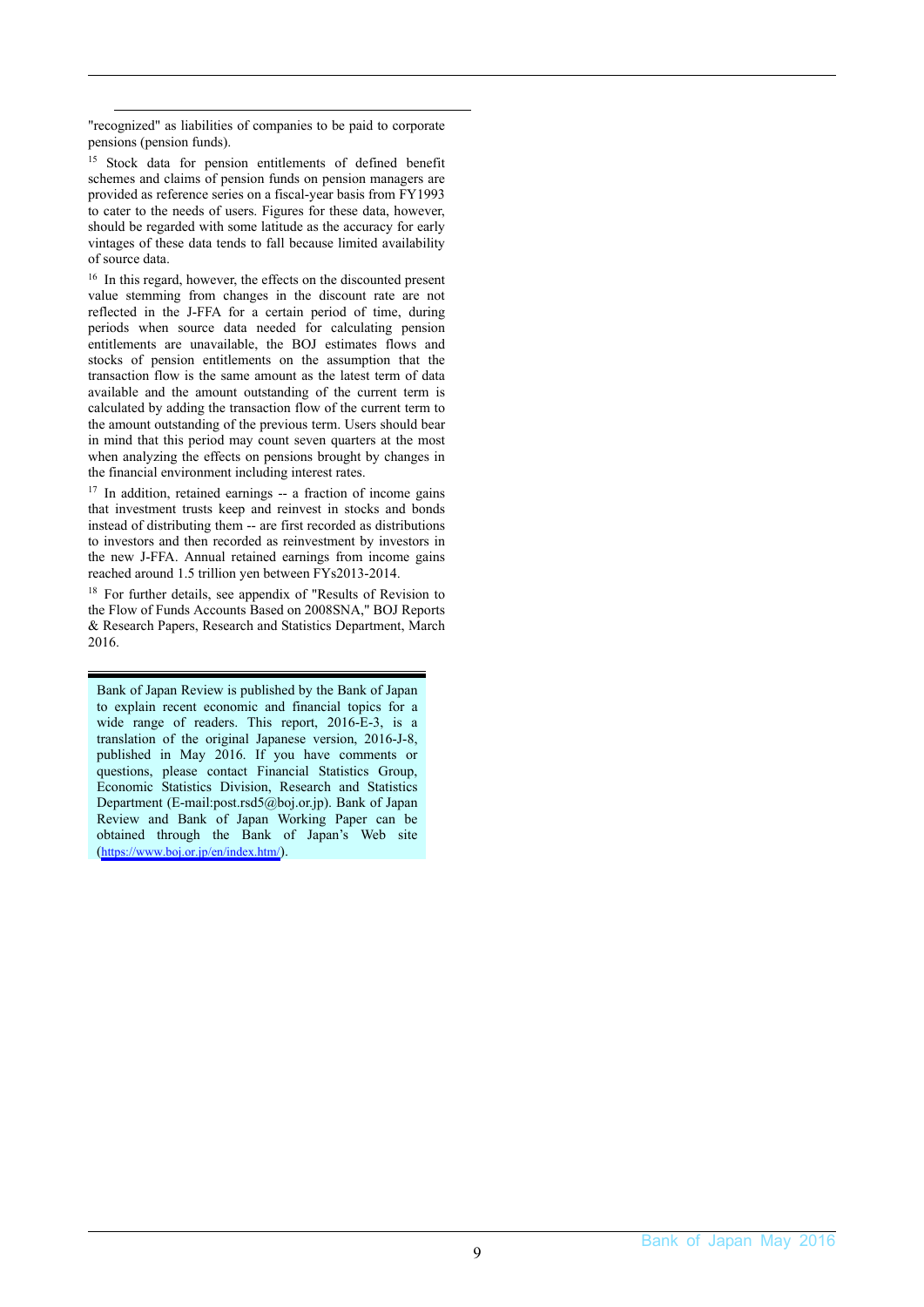"recognized" as liabilities of companies to be paid to corporate pensions (pension funds).

[15] Stock data for pension entitlements of defined benefit schemes and claims of pension funds on pension managers are provided as reference series on a fiscal-year basis from FY1993 to cater to the needs of users. Figures for these data, however, should be regarded with some latitude as the accuracy for early vintages of these data tends to fall because limited availability of source data.

[16] In this regard, however, the effects on the discounted present value stemming from changes in the discount rate are not reflected in the J-FFA for a certain period of time, during periods when source data needed for calculating pension entitlements are unavailable, the BOJ estimates flows and stocks of pension entitlements on the assumption that the transaction flow is the same amount as the latest term of data available and the amount outstanding of the current term is calculated by adding the transaction flow of the current term to the amount outstanding of the previous term. Users should bear in mind that this period may count seven quarters at the most when analyzing the effects on pensions brought by changes in the financial environment including interest rates.

[17] In addition, retained earnings -- a fraction of income gains that investment trusts keep and reinvest in stocks and bonds instead of distributing them -- are first recorded as distributions to investors and then recorded as reinvestment by investors in the new J-FFA. Annual retained earnings from income gains reached around 1.5 trillion yen between FYs2013-2014.

[18] For further details, see appendix of "Results of Revision to the Flow of Funds Accounts Based on 2008SNA," BOJ Reports & Research Papers, Research and Statistics Department, March 2016.

---

Bank of Japan Review is published by the Bank of Japan to explain recent economic and financial topics for a wide range of readers. This report, 2016-E-3, is a translation of the original Japanese version, 2016-J-8, published in May 2016. If you have comments or questions, please contact Financial Statistics Group, Economic Statistics Division, Research and Statistics Department (E-mail:post.rsd5@boj.or.jp). Bank of Japan Review and Bank of Japan Working Paper can be obtained through the Bank of Japan's Web site (https://www.boj.or.jp/en/index.htm/).